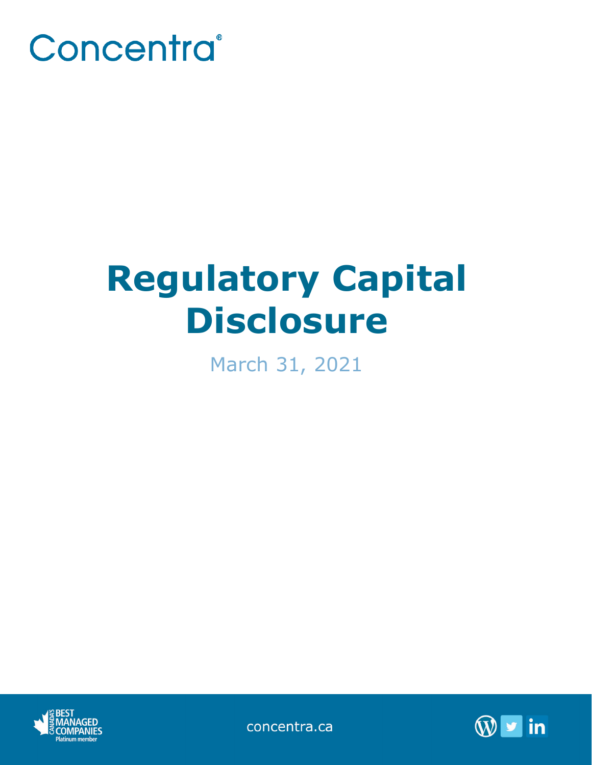Concentra®

# Regulatory Capital Disclosure

March 31, 2021

concentra.ca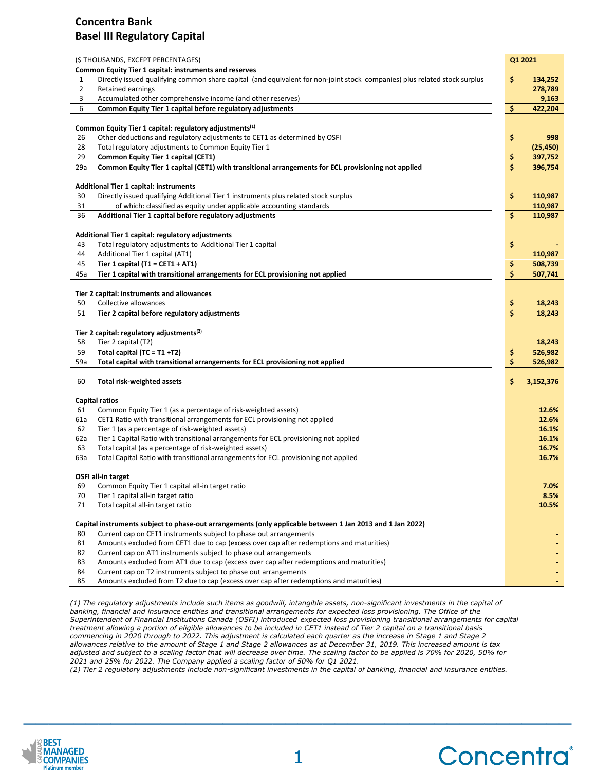# Concentra Bank
## Basel III Regulatory Capital

| | ($ THOUSANDS, EXCEPT PERCENTAGES) | Q1 2021 |
|---|---|---|
| | **Common Equity Tier 1 capital: instruments and reserves** | |
| 1 | Directly issued qualifying common share capital (and equivalent for non-joint stock companies) plus related stock surplus | $ 134,252 |
| 2 | Retained earnings | 278,789 |
| 3 | Accumulated other comprehensive income (and other reserves) | 9,163 |
| 6 | **Common Equity Tier 1 capital before regulatory adjustments** | **$ 422,204** |
| | **Common Equity Tier 1 capital: regulatory adjustments[1]** | |
| 26 | Other deductions and regulatory adjustments to CET1 as determined by OSFI | $ 998 |
| 28 | Total regulatory adjustments to Common Equity Tier 1 | (25,450) |
| 29 | **Common Equity Tier 1 capital (CET1)** | **$ 397,752** |
| 29a | **Common Equity Tier 1 capital (CET1) with transitional arrangements for ECL provisioning not applied** | **$ 396,754** |
| | **Additional Tier 1 capital: instruments** | |
| 30 | Directly issued qualifying Additional Tier 1 instruments plus related stock surplus | $ 110,987 |
| 31 | of which: classified as equity under applicable accounting standards | 110,987 |
| 36 | **Additional Tier 1 capital before regulatory adjustments** | **$ 110,987** |
| | **Additional Tier 1 capital: regulatory adjustments** | |
| 43 | Total regulatory adjustments to Additional Tier 1 capital | $ - |
| 44 | Additional Tier 1 capital (AT1) | 110,987 |
| 45 | **Tier 1 capital (T1 = CET1 + AT1)** | **$ 508,739** |
| 45a | **Tier 1 capital with transitional arrangements for ECL provisioning not applied** | **$ 507,741** |
| | **Tier 2 capital: instruments and allowances** | |
| 50 | Collective allowances | $ 18,243 |
| 51 | **Tier 2 capital before regulatory adjustments** | **$ 18,243** |
| | **Tier 2 capital: regulatory adjustments[2]** | |
| 58 | Tier 2 capital (T2) | 18,243 |
| 59 | **Total capital (TC = T1 +T2)** | **$ 526,982** |
| 59a | **Total capital with transitional arrangements for ECL provisioning not applied** | **$ 526,982** |
| 60 | **Total risk-weighted assets** | **$ 3,152,376** |
| | **Capital ratios** | |
| 61 | Common Equity Tier 1 (as a percentage of risk-weighted assets) | 12.6% |
| 61a | CET1 Ratio with transitional arrangements for ECL provisioning not applied | 12.6% |
| 62 | Tier 1 (as a percentage of risk-weighted assets) | 16.1% |
| 62a | Tier 1 Capital Ratio with transitional arrangements for ECL provisioning not applied | 16.1% |
| 63 | Total capital (as a percentage of risk-weighted assets) | 16.7% |
| 63a | Total Capital Ratio with transitional arrangements for ECL provisioning not applied | 16.7% |
| | **OSFI all-in target** | |
| 69 | Common Equity Tier 1 capital all-in target ratio | 7.0% |
| 70 | Tier 1 capital all-in target ratio | 8.5% |
| 71 | Total capital all-in target ratio | 10.5% |
| | **Capital instruments subject to phase-out arrangements (only applicable between 1 Jan 2013 and 1 Jan 2022)** | |
| 80 | Current cap on CET1 instruments subject to phase out arrangements | - |
| 81 | Amounts excluded from CET1 due to cap (excess over cap after redemptions and maturities) | - |
| 82 | Current cap on AT1 instruments subject to phase out arrangements | - |
| 83 | Amounts excluded from AT1 due to cap (excess over cap after redemptions and maturities) | - |
| 84 | Current cap on T2 instruments subject to phase out arrangements | - |
| 85 | Amounts excluded from T2 due to cap (excess over cap after redemptions and maturities) | - |

*(1) The regulatory adjustments include such items as goodwill, intangible assets, non-significant investments in the capital of banking, financial and insurance entities and transitional arrangements for expected loss provisioning. The Office of the Superintendent of Financial Institutions Canada (OSFI) introduced expected loss provisioning transitional arrangements for capital treatment allowing a portion of eligible allowances to be included in CET1 instead of Tier 2 capital on a transitional basis commencing in 2020 through to 2022. This adjustment is calculated each quarter as the increase in Stage 1 and Stage 2 allowances relative to the amount of Stage 1 and Stage 2 allowances as at December 31, 2019. This increased amount is tax adjusted and subject to a scaling factor that will decrease over time. The scaling factor to be applied is 70% for 2020, 50% for 2021 and 25% for 2022. The Company applied a scaling factor of 50% for Q1 2021.*

*(2) Tier 2 regulatory adjustments include non-significant investments in the capital of banking, financial and insurance entities.*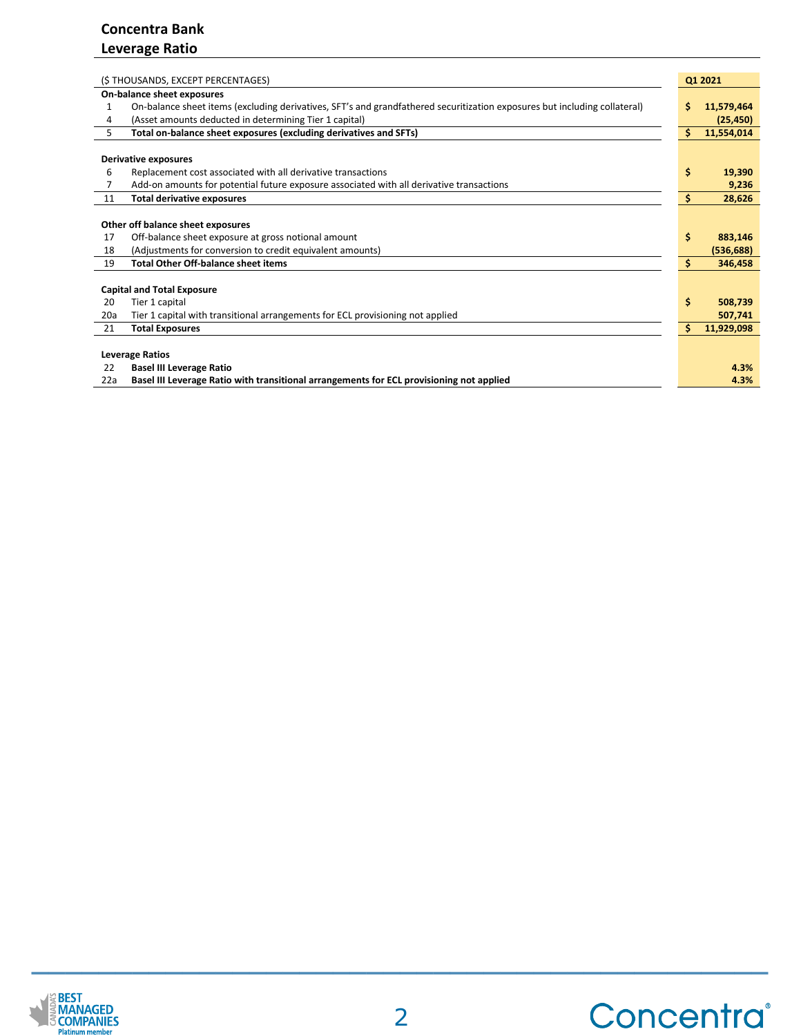# Concentra Bank

## Leverage Ratio

| | ($ THOUSANDS, EXCEPT PERCENTAGES) | Q1 2021 |
|---|---|---|
| | **On-balance sheet exposures** | |
| 1 | On-balance sheet items (excluding derivatives, SFT's and grandfathered securitization exposures but including collateral) | $ 11,579,464 |
| 4 | (Asset amounts deducted in determining Tier 1 capital) | (25,450) |
| 5 | **Total on-balance sheet exposures (excluding derivatives and SFTs)** | **$ 11,554,014** |
| | **Derivative exposures** | |
| 6 | Replacement cost associated with all derivative transactions | $ 19,390 |
| 7 | Add-on amounts for potential future exposure associated with all derivative transactions | 9,236 |
| 11 | **Total derivative exposures** | **$ 28,626** |
| | **Other off balance sheet exposures** | |
| 17 | Off-balance sheet exposure at gross notional amount | $ 883,146 |
| 18 | (Adjustments for conversion to credit equivalent amounts) | (536,688) |
| 19 | **Total Other Off-balance sheet items** | **$ 346,458** |
| | **Capital and Total Exposure** | |
| 20 | Tier 1 capital | $ 508,739 |
| 20a | Tier 1 capital with transitional arrangements for ECL provisioning not applied | 507,741 |
| 21 | **Total Exposures** | **$ 11,929,098** |
| | **Leverage Ratios** | |
| 22 | **Basel III Leverage Ratio** | **4.3%** |
| 22a | **Basel III Leverage Ratio with transitional arrangements for ECL provisioning not applied** | **4.3%** |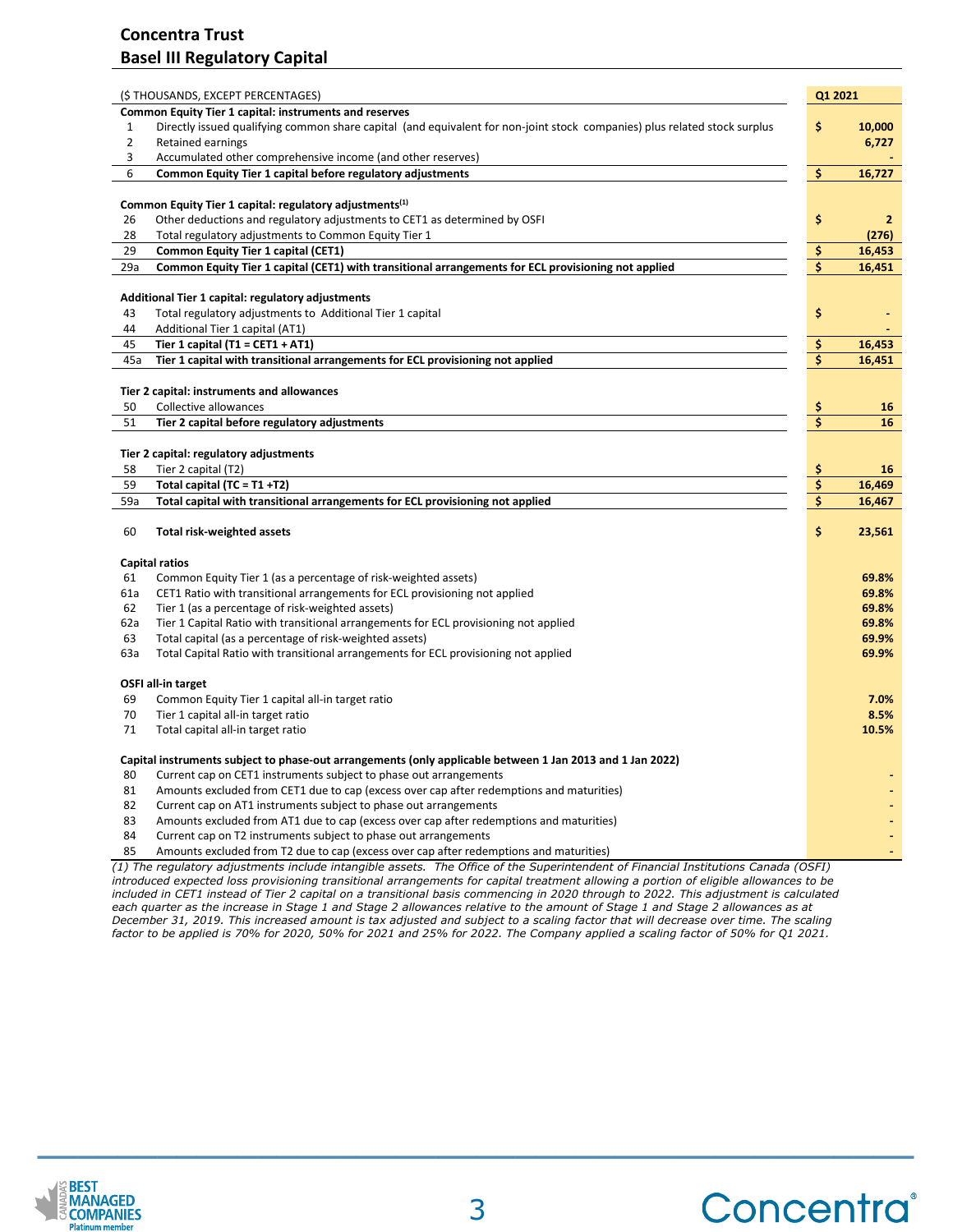# Concentra Trust
## Basel III Regulatory Capital

| | ($ THOUSANDS, EXCEPT PERCENTAGES) | | Q1 2021 |
|---|---|---|---|
| | **Common Equity Tier 1 capital: instruments and reserves** | | |
| 1 | Directly issued qualifying common share capital (and equivalent for non-joint stock companies) plus related stock surplus | $ | 10,000 |
| 2 | Retained earnings | | 6,727 |
| 3 | Accumulated other comprehensive income (and other reserves) | | - |
| 6 | **Common Equity Tier 1 capital before regulatory adjustments** | $ | 16,727 |
| | | | |
| | **Common Equity Tier 1 capital: regulatory adjustments[(1)]** | | |
| 26 | Other deductions and regulatory adjustments to CET1 as determined by OSFI | $ | 2 |
| 28 | Total regulatory adjustments to Common Equity Tier 1 | | (276) |
| 29 | **Common Equity Tier 1 capital (CET1)** | $ | 16,453 |
| 29a | **Common Equity Tier 1 capital (CET1) with transitional arrangements for ECL provisioning not applied** | $ | 16,451 |
| | | | |
| | **Additional Tier 1 capital: regulatory adjustments** | | |
| 43 | Total regulatory adjustments to Additional Tier 1 capital | $ | - |
| 44 | Additional Tier 1 capital (AT1) | | - |
| 45 | **Tier 1 capital (T1 = CET1 + AT1)** | $ | 16,453 |
| 45a | **Tier 1 capital with transitional arrangements for ECL provisioning not applied** | $ | 16,451 |
| | | | |
| | **Tier 2 capital: instruments and allowances** | | |
| 50 | Collective allowances | $ | 16 |
| 51 | **Tier 2 capital before regulatory adjustments** | $ | 16 |
| | | | |
| | **Tier 2 capital: regulatory adjustments** | | |
| 58 | Tier 2 capital (T2) | $ | 16 |
| 59 | **Total capital (TC = T1 +T2)** | $ | 16,469 |
| 59a | **Total capital with transitional arrangements for ECL provisioning not applied** | $ | 16,467 |
| | | | |
| 60 | **Total risk-weighted assets** | $ | 23,561 |
| | | | |
| | **Capital ratios** | | |
| 61 | Common Equity Tier 1 (as a percentage of risk-weighted assets) | | 69.8% |
| 61a | CET1 Ratio with transitional arrangements for ECL provisioning not applied | | 69.8% |
| 62 | Tier 1 (as a percentage of risk-weighted assets) | | 69.8% |
| 62a | Tier 1 Capital Ratio with transitional arrangements for ECL provisioning not applied | | 69.8% |
| 63 | Total capital (as a percentage of risk-weighted assets) | | 69.9% |
| 63a | Total Capital Ratio with transitional arrangements for ECL provisioning not applied | | 69.9% |
| | | | |
| | **OSFI all-in target** | | |
| 69 | Common Equity Tier 1 capital all-in target ratio | | 7.0% |
| 70 | Tier 1 capital all-in target ratio | | 8.5% |
| 71 | Total capital all-in target ratio | | 10.5% |
| | | | |
| | **Capital instruments subject to phase-out arrangements (only applicable between 1 Jan 2013 and 1 Jan 2022)** | | |
| 80 | Current cap on CET1 instruments subject to phase out arrangements | | - |
| 81 | Amounts excluded from CET1 due to cap (excess over cap after redemptions and maturities) | | - |
| 82 | Current cap on AT1 instruments subject to phase out arrangements | | - |
| 83 | Amounts excluded from AT1 due to cap (excess over cap after redemptions and maturities) | | - |
| 84 | Current cap on T2 instruments subject to phase out arrangements | | - |
| 85 | Amounts excluded from T2 due to cap (excess over cap after redemptions and maturities) | | - |

*(1) The regulatory adjustments include intangible assets. The Office of the Superintendent of Financial Institutions Canada (OSFI) introduced expected loss provisioning transitional arrangements for capital treatment allowing a portion of eligible allowances to be included in CET1 instead of Tier 2 capital on a transitional basis commencing in 2020 through to 2022. This adjustment is calculated each quarter as the increase in Stage 1 and Stage 2 allowances relative to the amount of Stage 1 and Stage 2 allowances as at December 31, 2019. This increased amount is tax adjusted and subject to a scaling factor that will decrease over time. The scaling factor to be applied is 70% for 2020, 50% for 2021 and 25% for 2022. The Company applied a scaling factor of 50% for Q1 2021.*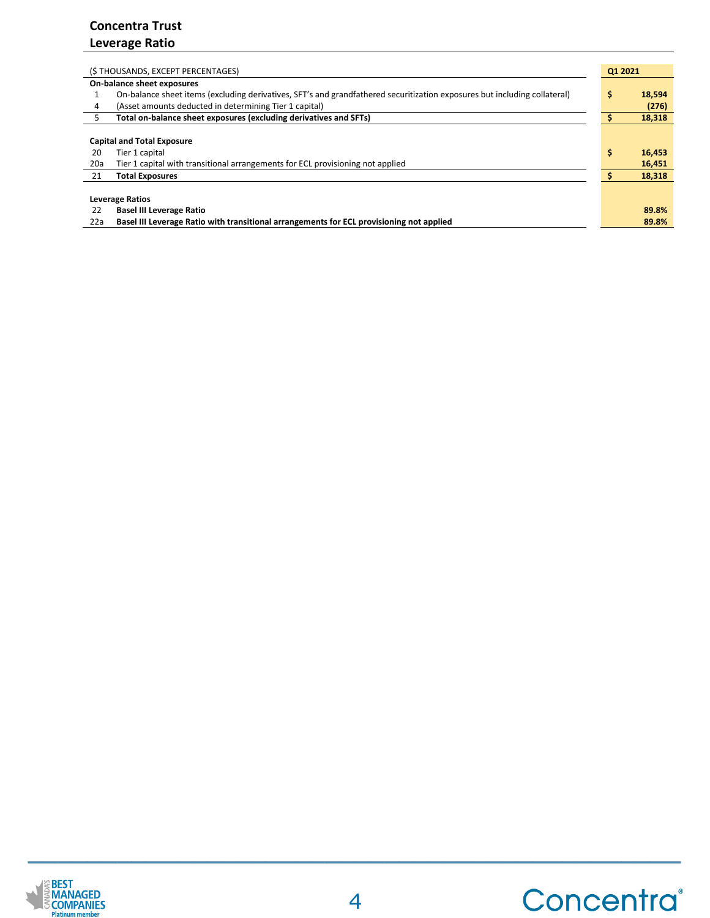## Concentra Trust
## Leverage Ratio

| | ($ THOUSANDS, EXCEPT PERCENTAGES) | Q1 2021 |
|---|---|---|
| | **On-balance sheet exposures** | |
| 1 | On-balance sheet items (excluding derivatives, SFT's and grandfathered securitization exposures but including collateral) | $ 18,594 |
| 4 | (Asset amounts deducted in determining Tier 1 capital) | (276) |
| 5 | **Total on-balance sheet exposures (excluding derivatives and SFTs)** | **$ 18,318** |
| | **Capital and Total Exposure** | |
| 20 | Tier 1 capital | **$ 16,453** |
| 20a | Tier 1 capital with transitional arrangements for ECL provisioning not applied | **16,451** |
| 21 | **Total Exposures** | **$ 18,318** |
| | **Leverage Ratios** | |
| 22 | **Basel III Leverage Ratio** | **89.8%** |
| 22a | **Basel III Leverage Ratio with transitional arrangements for ECL provisioning not applied** | **89.8%** |